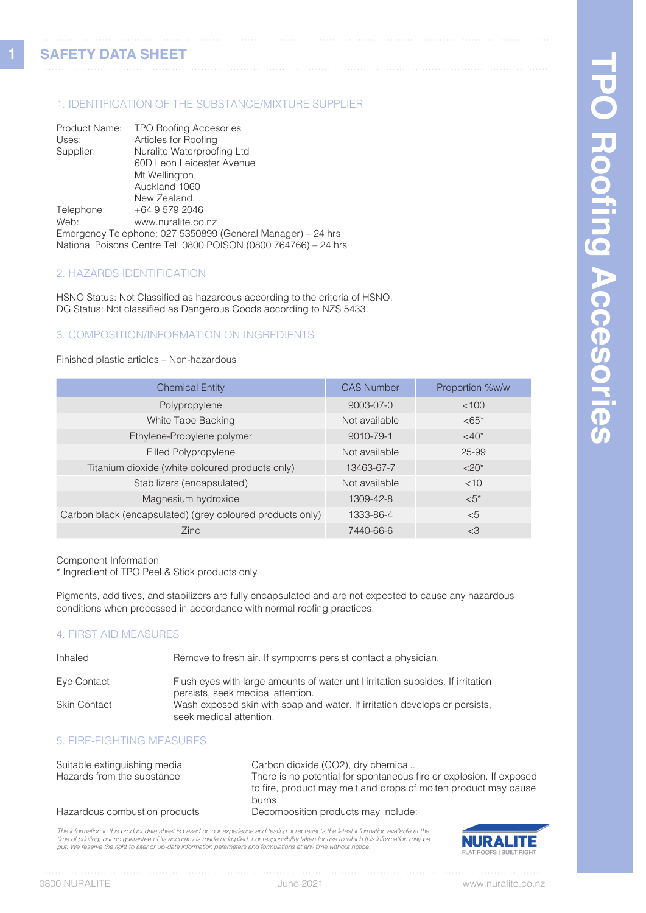# SAFETY DATA SHEET

## 1. IDENTIFICATION OF THE SUBSTANCE/MIXTURE SUPPLIER

Product Name: TPO Roofing Accesories
Uses: Articles for Roofing
Supplier: Nuralite Waterproofing Ltd
60D Leon Leicester Avenue
Mt Wellington
Auckland 1060
New Zealand.
Telephone: +64 9 579 2046
Web: www.nuralite.co.nz
Emergency Telephone: 027 5350899 (General Manager) – 24 hrs
National Poisons Centre Tel: 0800 POISON (0800 764766) – 24 hrs

## 2. HAZARDS IDENTIFICATION

HSNO Status: Not Classified as hazardous according to the criteria of HSNO.
DG Status: Not classified as Dangerous Goods according to NZS 5433.

## 3. COMPOSITION/INFORMATION ON INGREDIENTS

Finished plastic articles – Non-hazardous

| Chemical Entity | CAS Number | Proportion %w/w |
| --- | --- | --- |
| Polypropylene | 9003-07-0 | <100 |
| White Tape Backing | Not available | <65* |
| Ethylene-Propylene polymer | 9010-79-1 | <40* |
| Filled Polypropylene | Not available | 25-99 |
| Titanium dioxide (white coloured products only) | 13463-67-7 | <20* |
| Stabilizers (encapsulated) | Not available | <10 |
| Magnesium hydroxide | 1309-42-8 | <5* |
| Carbon black (encapsulated) (grey coloured products only) | 1333-86-4 | <5 |
| Zinc | 7440-66-6 | <3 |

Component Information
* Ingredient of TPO Peel & Stick products only

Pigments, additives, and stabilizers are fully encapsulated and are not expected to cause any hazardous conditions when processed in accordance with normal roofing practices.

## 4. FIRST AID MEASURES

Inhaled: Remove to fresh air. If symptoms persist contact a physician.

Eye Contact: Flush eyes with large amounts of water until irritation subsides. If irritation persists, seek medical attention.

Skin Contact: Wash exposed skin with soap and water. If irritation develops or persists, seek medical attention.

## 5. FIRE-FIGHTING MEASURES.

Suitable extinguishing media: Carbon dioxide ($CO_2$), dry chemical..

Hazards from the substance: There is no potential for spontaneous fire or explosion. If exposed to fire, product may melt and drops of molten product may cause burns.

Hazardous combustion products: Decomposition products may include:

*The information in this product data sheet is based on our experience and testing. It represents the latest information available at the time of printing, but no guarantee of its accuracy is made or implied, nor responsibility taken for use to which this information may be put. We reserve the right to alter or up-date information parameters and formulations at any time without notice.*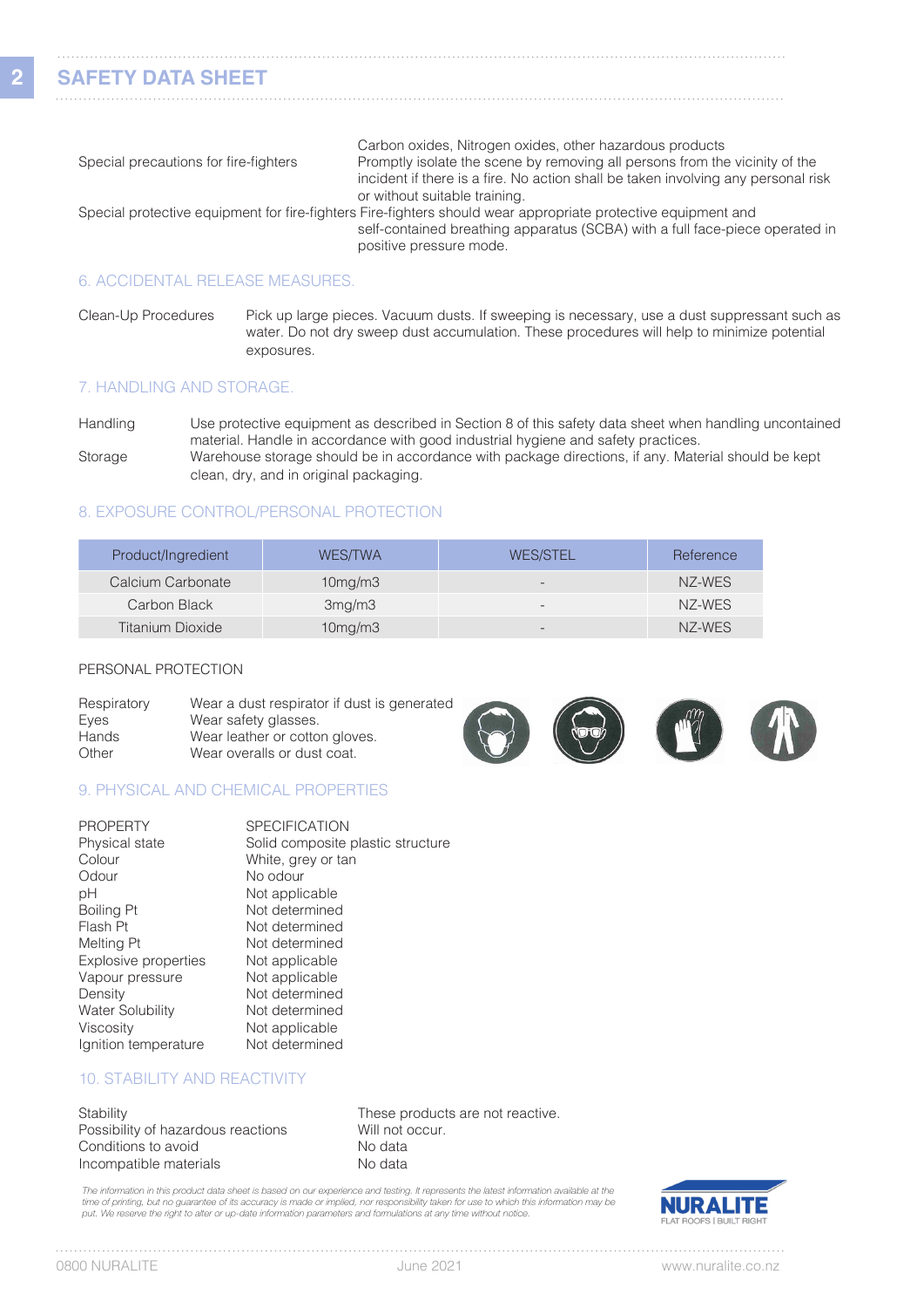| | |
|---|---|
| | Carbon oxides, Nitrogen oxides, other hazardous products |
| Special precautions for fire-fighters | Promptly isolate the scene by removing all persons from the vicinity of the incident if there is a fire. No action shall be taken involving any personal risk or without suitable training. |
| Special protective equipment for fire-fighters | Fire-fighters should wear appropriate protective equipment and self-contained breathing apparatus (SCBA) with a full face-piece operated in positive pressure mode. |

## 6. ACCIDENTAL RELEASE MEASURES.

| | |
|---|---|
| Clean-Up Procedures | Pick up large pieces. Vacuum dusts. If sweeping is necessary, use a dust suppressant such as water. Do not dry sweep dust accumulation. These procedures will help to minimize potential exposures. |

## 7. HANDLING AND STORAGE.

| | |
|---|---|
| Handling | Use protective equipment as described in Section 8 of this safety data sheet when handling uncontained material. Handle in accordance with good industrial hygiene and safety practices. |
| Storage | Warehouse storage should be in accordance with package directions, if any. Material should be kept clean, dry, and in original packaging. |

## 8. EXPOSURE CONTROL/PERSONAL PROTECTION

| Product/Ingredient | WES/TWA | WES/STEL | Reference |
|---|---|---|---|
| Calcium Carbonate | 10mg/m3 | - | NZ-WES |
| Carbon Black | 3mg/m3 | - | NZ-WES |
| Titanium Dioxide | 10mg/m3 | - | NZ-WES |

PERSONAL PROTECTION

| | |
|---|---|
| Respiratory | Wear a dust respirator if dust is generated |
| Eyes | Wear safety glasses. |
| Hands | Wear leather or cotton gloves. |
| Other | Wear overalls or dust coat. |

## 9. PHYSICAL AND CHEMICAL PROPERTIES

| PROPERTY | SPECIFICATION |
|---|---|
| Physical state | Solid composite plastic structure |
| Colour | White, grey or tan |
| Odour | No odour |
| pH | Not applicable |
| Boiling Pt | Not determined |
| Flash Pt | Not determined |
| Melting Pt | Not determined |
| Explosive properties | Not applicable |
| Vapour pressure | Not applicable |
| Density | Not determined |
| Water Solubility | Not determined |
| Viscosity | Not applicable |
| Ignition temperature | Not determined |

## 10. STABILITY AND REACTIVITY

| | |
|---|---|
| Stability | These products are not reactive. |
| Possibility of hazardous reactions | Will not occur. |
| Conditions to avoid | No data |
| Incompatible materials | No data |

*The information in this product data sheet is based on our experience and testing. It represents the latest information available at the time of printing, but no guarantee of its accuracy is made or implied, nor responsibility taken for use to which this information may be put. We reserve the right to alter or up-date information parameters and formulations at any time without notice.*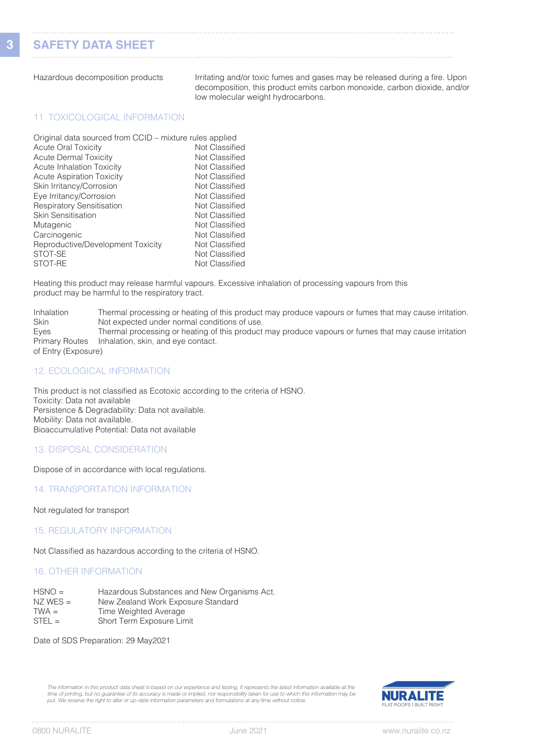| | |
|---|---|
| Hazardous decomposition products | Irritating and/or toxic fumes and gases may be released during a fire. Upon decomposition, this product emits carbon monoxide, carbon dioxide, and/or low molecular weight hydrocarbons. |

## 11. TOXICOLOGICAL INFORMATION

Original data sourced from CCID – mixture rules applied

| | |
|---|---|
| Acute Oral Toxicity | Not Classified |
| Acute Dermal Toxicity | Not Classified |
| Acute Inhalation Toxicity | Not Classified |
| Acute Aspiration Toxicity | Not Classified |
| Skin Irritancy/Corrosion | Not Classified |
| Eye Irritancy/Corrosion | Not Classified |
| Respiratory Sensitisation | Not Classified |
| Skin Sensitisation | Not Classified |
| Mutagenic | Not Classified |
| Carcinogenic | Not Classified |
| Reproductive/Development Toxicity | Not Classified |
| STOT-SE | Not Classified |
| STOT-RE | Not Classified |

Heating this product may release harmful vapours. Excessive inhalation of processing vapours from this product may be harmful to the respiratory tract.

| | |
|---|---|
| Inhalation | Thermal processing or heating of this product may produce vapours or fumes that may cause irritation. |
| Skin | Not expected under normal conditions of use. |
| Eyes | Thermal processing or heating of this product may produce vapours or fumes that may cause irritation |
| Primary Routes of Entry (Exposure) | Inhalation, skin, and eye contact. |

## 12. ECOLOGICAL INFORMATION

This product is not classified as Ecotoxic according to the criteria of HSNO.
Toxicity: Data not available
Persistence & Degradability: Data not available.
Mobility: Data not available.
Bioaccumulative Potential: Data not available

## 13. DISPOSAL CONSIDERATION

Dispose of in accordance with local regulations.

## 14. TRANSPORTATION INFORMATION

Not regulated for transport

## 15. REGULATORY INFORMATION

Not Classified as hazardous according to the criteria of HSNO.

## 16. OTHER INFORMATION

| | |
|---|---|
| HSNO = | Hazardous Substances and New Organisms Act. |
| NZ WES = | New Zealand Work Exposure Standard |
| TWA = | Time Weighted Average |
| STEL = | Short Term Exposure Limit |

Date of SDS Preparation: 29 May2021

*The information in this product data sheet is based on our experience and testing. It represents the latest information available at the time of printing, but no guarantee of its accuracy is made or implied, nor responsibility taken for use to which this information may be put. We reserve the right to alter or up-date information parameters and formulations at any time without notice.*